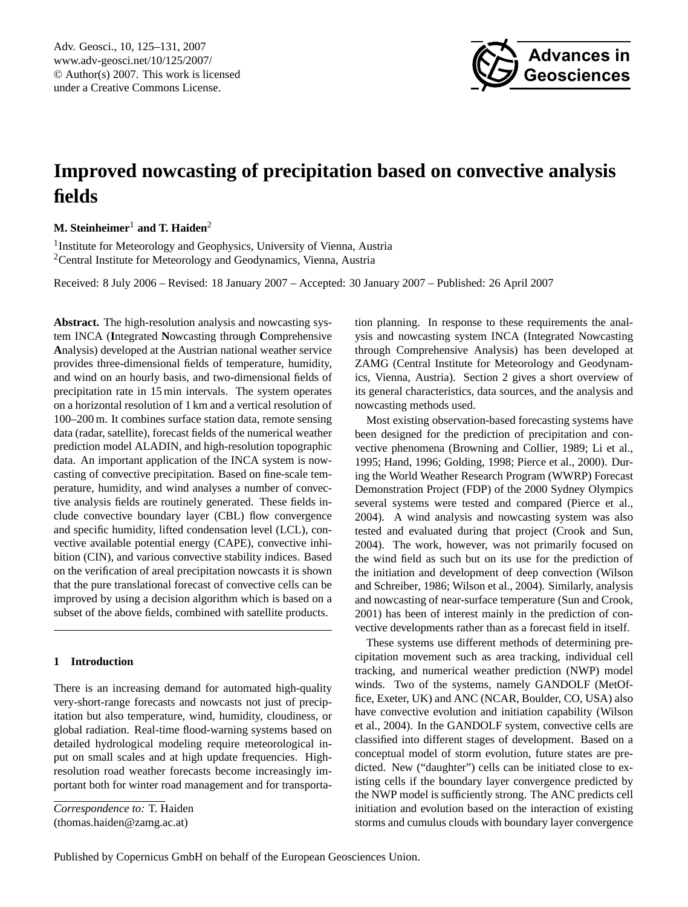# Improved nowcasting of precipitation based on convective analysis fields

**M. Steinheimer**[1] **and T. Haiden**[2]

[1]Institute for Meteorology and Geophysics, University of Vienna, Austria

[2]Central Institute for Meteorology and Geodynamics, Vienna, Austria

Received: 8 July 2006 – Revised: 18 January 2007 – Accepted: 30 January 2007 – Published: 26 April 2007

**Abstract.** The high-resolution analysis and nowcasting system INCA (**I**ntegrated **N**owcasting through **C**omprehensive **A**nalysis) developed at the Austrian national weather service provides three-dimensional fields of temperature, humidity, and wind on an hourly basis, and two-dimensional fields of precipitation rate in 15 min intervals. The system operates on a horizontal resolution of 1 km and a vertical resolution of 100–200 m. It combines surface station data, remote sensing data (radar, satellite), forecast fields of the numerical weather prediction model ALADIN, and high-resolution topographic data. An important application of the INCA system is nowcasting of convective precipitation. Based on fine-scale temperature, humidity, and wind analyses a number of convective analysis fields are routinely generated. These fields include convective boundary layer (CBL) flow convergence and specific humidity, lifted condensation level (LCL), convective available potential energy (CAPE), convective inhibition (CIN), and various convective stability indices. Based on the verification of areal precipitation nowcasts it is shown that the pure translational forecast of convective cells can be improved by using a decision algorithm which is based on a subset of the above fields, combined with satellite products.

## 1 Introduction

There is an increasing demand for automated high-quality very-short-range forecasts and nowcasts not just of precipitation but also temperature, wind, humidity, cloudiness, or global radiation. Real-time flood-warning systems based on detailed hydrological modeling require meteorological input on small scales and at high update frequencies. High-resolution road weather forecasts become increasingly important both for winter road management and for transportation planning. In response to these requirements the analysis and nowcasting system INCA (Integrated Nowcasting through Comprehensive Analysis) has been developed at ZAMG (Central Institute for Meteorology and Geodynamics, Vienna, Austria). Section 2 gives a short overview of its general characteristics, data sources, and the analysis and nowcasting methods used.

Most existing observation-based forecasting systems have been designed for the prediction of precipitation and convective phenomena (Browning and Collier, 1989; Li et al., 1995; Hand, 1996; Golding, 1998; Pierce et al., 2000). During the World Weather Research Program (WWRP) Forecast Demonstration Project (FDP) of the 2000 Sydney Olympics several systems were tested and compared (Pierce et al., 2004). A wind analysis and nowcasting system was also tested and evaluated during that project (Crook and Sun, 2004). The work, however, was not primarily focused on the wind field as such but on its use for the prediction of the initiation and development of deep convection (Wilson and Schreiber, 1986; Wilson et al., 2004). Similarly, analysis and nowcasting of near-surface temperature (Sun and Crook, 2001) has been of interest mainly in the prediction of convective developments rather than as a forecast field in itself.

These systems use different methods of determining precipitation movement such as area tracking, individual cell tracking, and numerical weather prediction (NWP) model winds. Two of the systems, namely GANDOLF (MetOffice, Exeter, UK) and ANC (NCAR, Boulder, CO, USA) also have convective evolution and initiation capability (Wilson et al., 2004). In the GANDOLF system, convective cells are classified into different stages of development. Based on a conceptual model of storm evolution, future states are predicted. New ("daughter") cells can be initiated close to existing cells if the boundary layer convergence predicted by the NWP model is sufficiently strong. The ANC predicts cell initiation and evolution based on the interaction of existing storms and cumulus clouds with boundary layer convergence

*Correspondence to:* T. Haiden
(thomas.haiden@zamg.ac.at)

Published by Copernicus GmbH on behalf of the European Geosciences Union.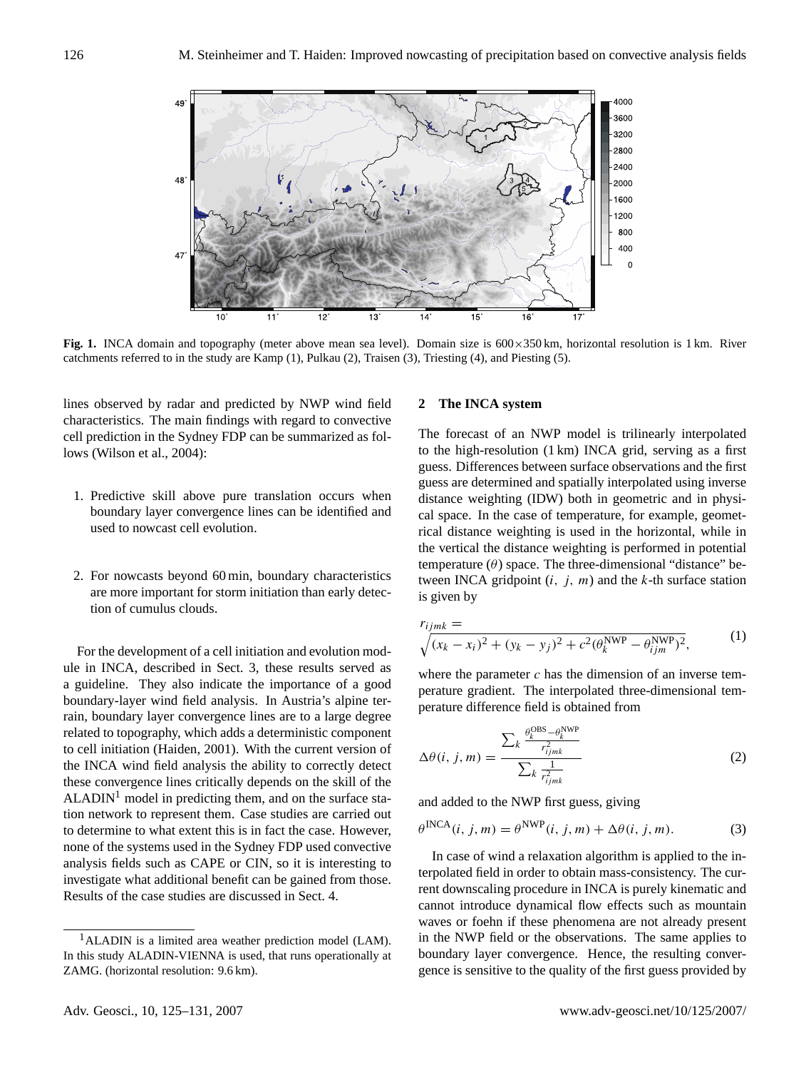**Fig. 1.** INCA domain and topography (meter above mean sea level). Domain size is 600×350 km, horizontal resolution is 1 km. River catchments referred to in the study are Kamp (1), Pulkau (2), Traisen (3), Triesting (4), and Piesting (5).

lines observed by radar and predicted by NWP wind field characteristics. The main findings with regard to convective cell prediction in the Sydney FDP can be summarized as follows (Wilson et al., 2004):

1. Predictive skill above pure translation occurs when boundary layer convergence lines can be identified and used to nowcast cell evolution.

2. For nowcasts beyond 60 min, boundary characteristics are more important for storm initiation than early detection of cumulus clouds.

For the development of a cell initiation and evolution module in INCA, described in Sect. 3, these results served as a guideline. They also indicate the importance of a good boundary-layer wind field analysis. In Austria's alpine terrain, boundary layer convergence lines are to a large degree related to topography, which adds a deterministic component to cell initiation (Haiden, 2001). With the current version of the INCA wind field analysis the ability to correctly detect these convergence lines critically depends on the skill of the ALADIN[1] model in predicting them, and on the surface station network to represent them. Case studies are carried out to determine to what extent this is in fact the case. However, none of the systems used in the Sydney FDP used convective analysis fields such as CAPE or CIN, so it is interesting to investigate what additional benefit can be gained from those. Results of the case studies are discussed in Sect. 4.

[1] ALADIN is a limited area weather prediction model (LAM). In this study ALADIN-VIENNA is used, that runs operationally at ZAMG. (horizontal resolution: 9.6 km).

## 2 The INCA system

The forecast of an NWP model is trilinearly interpolated to the high-resolution (1 km) INCA grid, serving as a first guess. Differences between surface observations and the first guess are determined and spatially interpolated using inverse distance weighting (IDW) both in geometric and in physical space. In the case of temperature, for example, geometrical distance weighting is used in the horizontal, while in the vertical the distance weighting is performed in potential temperature ($\theta$) space. The three-dimensional "distance" between INCA gridpoint $(i,\ j,\ m)$ and the $k$-th surface station is given by

$$r_{ijmk} = \sqrt{(x_k - x_i)^2 + (y_k - y_j)^2 + c^2(\theta_k^{\mathrm{NWP}} - \theta_{ijm}^{\mathrm{NWP}})^2}, \tag{1}$$

where the parameter $c$ has the dimension of an inverse temperature gradient. The interpolated three-dimensional temperature difference field is obtained from

$$\Delta\theta(i,\ j,\ m) = \frac{\sum_k \frac{\theta_k^{\mathrm{OBS}} - \theta_k^{\mathrm{NWP}}}{r_{ijmk}^2}}{\sum_k \frac{1}{r_{ijmk}^2}} \tag{2}$$

and added to the NWP first guess, giving

$$\theta^{\mathrm{INCA}}(i,\ j,\ m) = \theta^{\mathrm{NWP}}(i,\ j,\ m) + \Delta\theta(i,\ j,\ m). \tag{3}$$

In case of wind a relaxation algorithm is applied to the interpolated field in order to obtain mass-consistency. The current downscaling procedure in INCA is purely kinematic and cannot introduce dynamical flow effects such as mountain waves or foehn if these phenomena are not already present in the NWP field or the observations. The same applies to boundary layer convergence. Hence, the resulting convergence is sensitive to the quality of the first guess provided by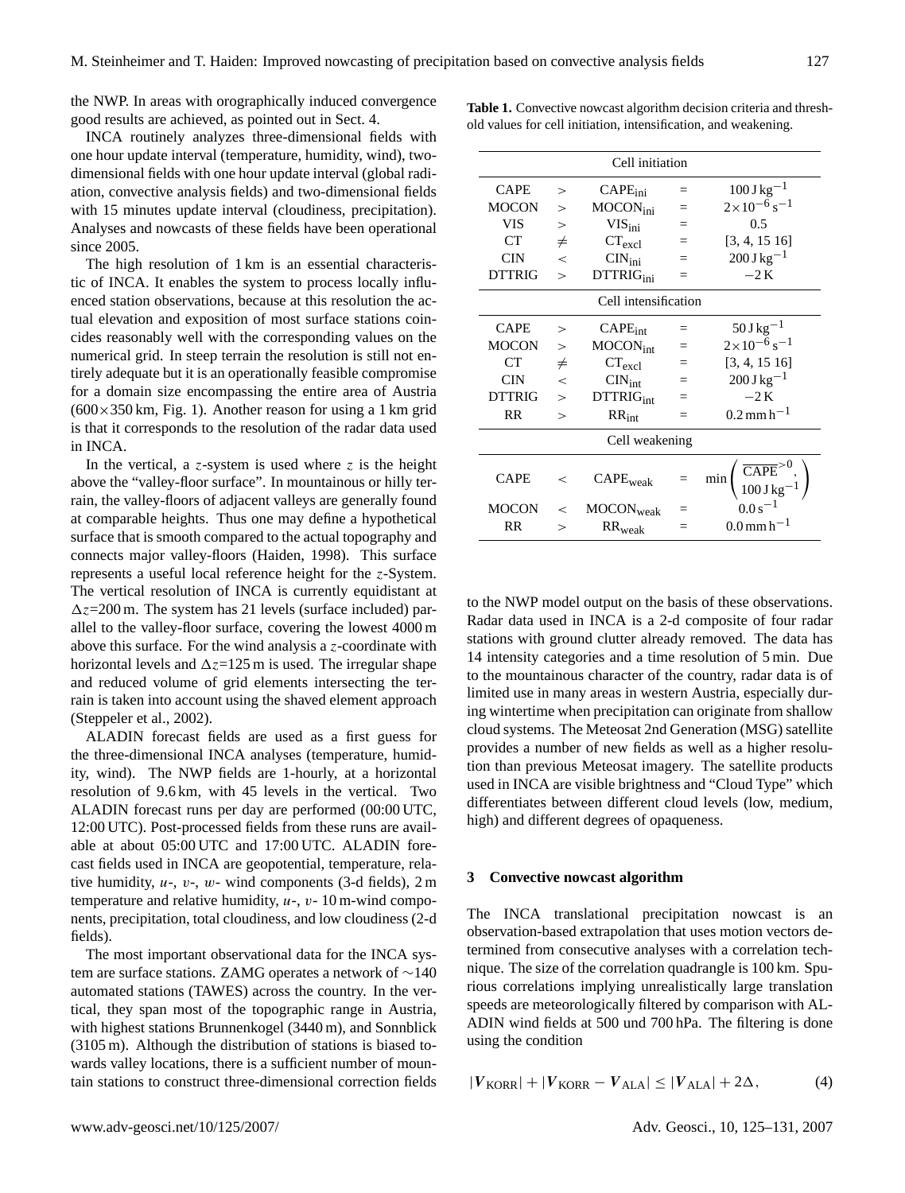the NWP. In areas with orographically induced convergence good results are achieved, as pointed out in Sect. 4.

INCA routinely analyzes three-dimensional fields with one hour update interval (temperature, humidity, wind), two-dimensional fields with one hour update interval (global radiation, convective analysis fields) and two-dimensional fields with 15 minutes update interval (cloudiness, precipitation). Analyses and nowcasts of these fields have been operational since 2005.

The high resolution of 1 km is an essential characteristic of INCA. It enables the system to process locally influenced station observations, because at this resolution the actual elevation and exposition of most surface stations coincides reasonably well with the corresponding values on the numerical grid. In steep terrain the resolution is still not entirely adequate but it is an operationally feasible compromise for a domain size encompassing the entire area of Austria ($600\times350$ km, Fig. 1). Another reason for using a 1 km grid is that it corresponds to the resolution of the radar data used in INCA.

In the vertical, a $z$-system is used where $z$ is the height above the "valley-floor surface". In mountainous or hilly terrain, the valley-floors of adjacent valleys are generally found at comparable heights. Thus one may define a hypothetical surface that is smooth compared to the actual topography and connects major valley-floors (Haiden, 1998). This surface represents a useful local reference height for the $z$-System. The vertical resolution of INCA is currently equidistant at $\Delta z$=200 m. The system has 21 levels (surface included) parallel to the valley-floor surface, covering the lowest 4000 m above this surface. For the wind analysis a $z$-coordinate with horizontal levels and $\Delta z$=125 m is used. The irregular shape and reduced volume of grid elements intersecting the terrain is taken into account using the shaved element approach (Steppeler et al., 2002).

ALADIN forecast fields are used as a first guess for the three-dimensional INCA analyses (temperature, humidity, wind). The NWP fields are 1-hourly, at a horizontal resolution of 9.6 km, with 45 levels in the vertical. Two ALADIN forecast runs per day are performed (00:00 UTC, 12:00 UTC). Post-processed fields from these runs are available at about 05:00 UTC and 17:00 UTC. ALADIN forecast fields used in INCA are geopotential, temperature, relative humidity, $u$-, $v$-, $w$- wind components (3-d fields), 2 m temperature and relative humidity, $u$-, $v$- 10 m-wind components, precipitation, total cloudiness, and low cloudiness (2-d fields).

The most important observational data for the INCA system are surface stations. ZAMG operates a network of ~140 automated stations (TAWES) across the country. In the vertical, they span most of the topographic range in Austria, with highest stations Brunnenkogel (3440 m), and Sonnblick (3105 m). Although the distribution of stations is biased towards valley locations, there is a sufficient number of mountain stations to construct three-dimensional correction fields to the NWP model output on the basis of these observations. Radar data used in INCA is a 2-d composite of four radar stations with ground clutter already removed. The data has 14 intensity categories and a time resolution of 5 min. Due to the mountainous character of the country, radar data is of limited use in many areas in western Austria, especially during wintertime when precipitation can originate from shallow cloud systems. The Meteosat 2nd Generation (MSG) satellite provides a number of new fields as well as a higher resolution than previous Meteosat imagery. The satellite products used in INCA are visible brightness and "Cloud Type" which differentiates between different cloud levels (low, medium, high) and different degrees of opaqueness.

**Table 1.** Convective nowcast algorithm decision criteria and threshold values for cell initiation, intensification, and weakening.

| | | | | |
|---|---|---|---|---|
| **Cell initiation** | | | | |
| CAPE | $>$ | $\text{CAPE}_{\text{ini}}$ | $=$ | $100\,\text{J kg}^{-1}$ |
| MOCON | $>$ | $\text{MOCON}_{\text{ini}}$ | $=$ | $2\times10^{-6}\,\text{s}^{-1}$ |
| VIS | $>$ | $\text{VIS}_{\text{ini}}$ | $=$ | 0.5 |
| CT | $\neq$ | $\text{CT}_{\text{excl}}$ | $=$ | [3, 4, 15 16] |
| CIN | $<$ | $\text{CIN}_{\text{ini}}$ | $=$ | $200\,\text{J kg}^{-1}$ |
| DTTRIG | $>$ | $\text{DTTRIG}_{\text{ini}}$ | $=$ | $-2$ K |
| **Cell intensification** | | | | |
| CAPE | $>$ | $\text{CAPE}_{\text{int}}$ | $=$ | $50\,\text{J kg}^{-1}$ |
| MOCON | $>$ | $\text{MOCON}_{\text{int}}$ | $=$ | $2\times10^{-6}\,\text{s}^{-1}$ |
| CT | $\neq$ | $\text{CT}_{\text{excl}}$ | $=$ | [3, 4, 15 16] |
| CIN | $<$ | $\text{CIN}_{\text{int}}$ | $=$ | $200\,\text{J kg}^{-1}$ |
| DTTRIG | $>$ | $\text{DTTRIG}_{\text{int}}$ | $=$ | $-2$ K |
| RR | $>$ | $\text{RR}_{\text{int}}$ | $=$ | $0.2\,\text{mm h}^{-1}$ |
| **Cell weakening** | | | | |
| CAPE | $<$ | $\text{CAPE}_{\text{weak}}$ | $=$ | $\min\left(\overline{\text{CAPE}}^{>0}, 100\,\text{J kg}^{-1}\right)$ |
| MOCON | $<$ | $\text{MOCON}_{\text{weak}}$ | $=$ | $0.0\,\text{s}^{-1}$ |
| RR | $>$ | $\text{RR}_{\text{weak}}$ | $=$ | $0.0\,\text{mm h}^{-1}$ |

## 3 Convective nowcast algorithm

The INCA translational precipitation nowcast is an observation-based extrapolation that uses motion vectors determined from consecutive analyses with a correlation technique. The size of the correlation quadrangle is 100 km. Spurious correlations implying unrealistically large translation speeds are meteorologically filtered by comparison with ALADIN wind fields at 500 und 700 hPa. The filtering is done using the condition

$$|\boldsymbol{V}_{\text{KORR}}| + |\boldsymbol{V}_{\text{KORR}} - \boldsymbol{V}_{\text{ALA}}| \leq |\boldsymbol{V}_{\text{ALA}}| + 2\Delta, \tag{4}$$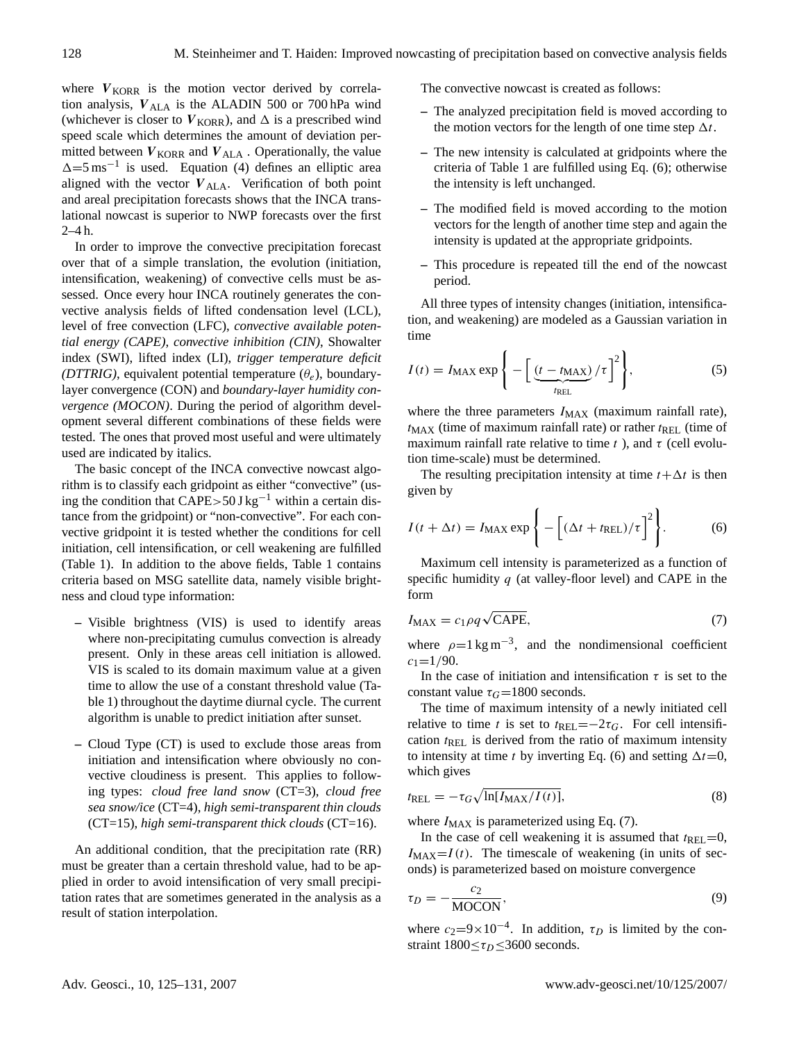where $\boldsymbol{V}_{\mathrm{KORR}}$ is the motion vector derived by correlation analysis, $\boldsymbol{V}_{\mathrm{ALA}}$ is the ALADIN 500 or 700 hPa wind (whichever is closer to $\boldsymbol{V}_{\mathrm{KORR}}$), and $\Delta$ is a prescribed wind speed scale which determines the amount of deviation permitted between $\boldsymbol{V}_{\mathrm{KORR}}$ and $\boldsymbol{V}_{\mathrm{ALA}}$ . Operationally, the value $\Delta=5\,\mathrm{ms}^{-1}$ is used. Equation (4) defines an elliptic area aligned with the vector $\boldsymbol{V}_{\mathrm{ALA}}$. Verification of both point and areal precipitation forecasts shows that the INCA translational nowcast is superior to NWP forecasts over the first 2–4 h.

In order to improve the convective precipitation forecast over that of a simple translation, the evolution (initiation, intensification, weakening) of convective cells must be assessed. Once every hour INCA routinely generates the convective analysis fields of lifted condensation level (LCL), level of free convection (LFC), *convective available potential energy (CAPE)*, *convective inhibition (CIN)*, Showalter index (SWI), lifted index (LI), *trigger temperature deficit (DTTRIG)*, equivalent potential temperature ($\theta_e$), boundary-layer convergence (CON) and *boundary-layer humidity convergence (MOCON)*. During the period of algorithm development several different combinations of these fields were tested. The ones that proved most useful and were ultimately used are indicated by italics.

The basic concept of the INCA convective nowcast algorithm is to classify each gridpoint as either "convective" (using the condition that CAPE$>50\,\mathrm{J\,kg}^{-1}$ within a certain distance from the gridpoint) or "non-convective". For each convective gridpoint it is tested whether the conditions for cell initiation, cell intensification, or cell weakening are fulfilled (Table 1). In addition to the above fields, Table 1 contains criteria based on MSG satellite data, namely visible brightness and cloud type information:

- Visible brightness (VIS) is used to identify areas where non-precipitating cumulus convection is already present. Only in these areas cell initiation is allowed. VIS is scaled to its domain maximum value at a given time to allow the use of a constant threshold value (Table 1) throughout the daytime diurnal cycle. The current algorithm is unable to predict initiation after sunset.
- Cloud Type (CT) is used to exclude those areas from initiation and intensification where obviously no convective cloudiness is present. This applies to following types: *cloud free land snow* (CT=3), *cloud free sea snow/ice* (CT=4), *high semi-transparent thin clouds* (CT=15), *high semi-transparent thick clouds* (CT=16).

An additional condition, that the precipitation rate (RR) must be greater than a certain threshold value, had to be applied in order to avoid intensification of very small precipitation rates that are sometimes generated in the analysis as a result of station interpolation.

The convective nowcast is created as follows:

- The analyzed precipitation field is moved according to the motion vectors for the length of one time step $\Delta t$.
- The new intensity is calculated at gridpoints where the criteria of Table 1 are fulfilled using Eq. (6); otherwise the intensity is left unchanged.
- The modified field is moved according to the motion vectors for the length of another time step and again the intensity is updated at the appropriate gridpoints.
- This procedure is repeated till the end of the nowcast period.

All three types of intensity changes (initiation, intensification, and weakening) are modeled as a Gaussian variation in time

$$I(t) = I_{\mathrm{MAX}} \exp\left\{ -\Big[ \underbrace{(t - t_{\mathrm{MAX}})}_{t_{\mathrm{REL}}} / \tau \Big]^2 \right\}, \tag{5}$$

where the three parameters $I_{\mathrm{MAX}}$ (maximum rainfall rate), $t_{\mathrm{MAX}}$ (time of maximum rainfall rate) or rather $t_{\mathrm{REL}}$ (time of maximum rainfall rate relative to time $t$ ), and $\tau$ (cell evolution time-scale) must be determined.

The resulting precipitation intensity at time $t+\Delta t$ is then given by

$$I(t + \Delta t) = I_{\mathrm{MAX}} \exp\left\{ -\Big[ (\Delta t + t_{\mathrm{REL}}) / \tau \Big]^2 \right\}. \tag{6}$$

Maximum cell intensity is parameterized as a function of specific humidity $q$ (at valley-floor level) and CAPE in the form

$$I_{\mathrm{MAX}} = c_1 \rho q \sqrt{\mathrm{CAPE}}, \tag{7}$$

where $\rho=1\,\mathrm{kg\,m}^{-3}$, and the nondimensional coefficient $c_1=1/90$.

In the case of initiation and intensification $\tau$ is set to the constant value $\tau_G=1800$ seconds.

The time of maximum intensity of a newly initiated cell relative to time $t$ is set to $t_{\mathrm{REL}}=-2\tau_G$. For cell intensification $t_{\mathrm{REL}}$ is derived from the ratio of maximum intensity to intensity at time $t$ by inverting Eq. (6) and setting $\Delta t=0$, which gives

$$t_{\mathrm{REL}} = -\tau_G \sqrt{\ln[I_{\mathrm{MAX}}/I(t)]}, \tag{8}$$

where $I_{\mathrm{MAX}}$ is parameterized using Eq. (7).

In the case of cell weakening it is assumed that $t_{\mathrm{REL}}=0$, $I_{\mathrm{MAX}}=I(t)$. The timescale of weakening (in units of seconds) is parameterized based on moisture convergence

$$\tau_D = -\frac{c_2}{\mathrm{MOCON}}, \tag{9}$$

where $c_2=9\times10^{-4}$. In addition, $\tau_D$ is limited by the constraint $1800\leq\tau_D\leq3600$ seconds.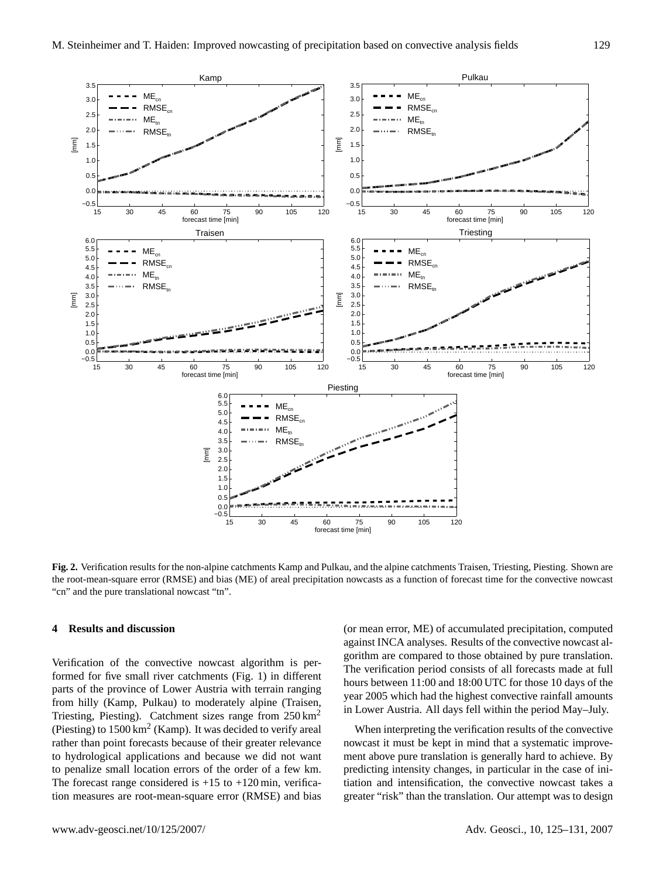**Fig. 2.** Verification results for the non-alpine catchments Kamp and Pulkau, and the alpine catchments Traisen, Triesting, Piesting. Shown are the root-mean-square error (RMSE) and bias (ME) of areal precipitation nowcasts as a function of forecast time for the convective nowcast "cn" and the pure translational nowcast "tn".

## 4 Results and discussion

Verification of the convective nowcast algorithm is performed for five small river catchments (Fig. 1) in different parts of the province of Lower Austria with terrain ranging from hilly (Kamp, Pulkau) to moderately alpine (Traisen, Triesting, Piesting). Catchment sizes range from 250 $km^2$ (Piesting) to 1500 $km^2$ (Kamp). It was decided to verify areal rather than point forecasts because of their greater relevance to hydrological applications and because we did not want to penalize small location errors of the order of a few km. The forecast range considered is +15 to +120 min, verification measures are root-mean-square error (RMSE) and bias (or mean error, ME) of accumulated precipitation, computed against INCA analyses. Results of the convective nowcast algorithm are compared to those obtained by pure translation. The verification period consists of all forecasts made at full hours between 11:00 and 18:00 UTC for those 10 days of the year 2005 which had the highest convective rainfall amounts in Lower Austria. All days fell within the period May–July.

When interpreting the verification results of the convective nowcast it must be kept in mind that a systematic improvement above pure translation is generally hard to achieve. By predicting intensity changes, in particular in the case of initiation and intensification, the convective nowcast takes a greater "risk" than the translation. Our attempt was to design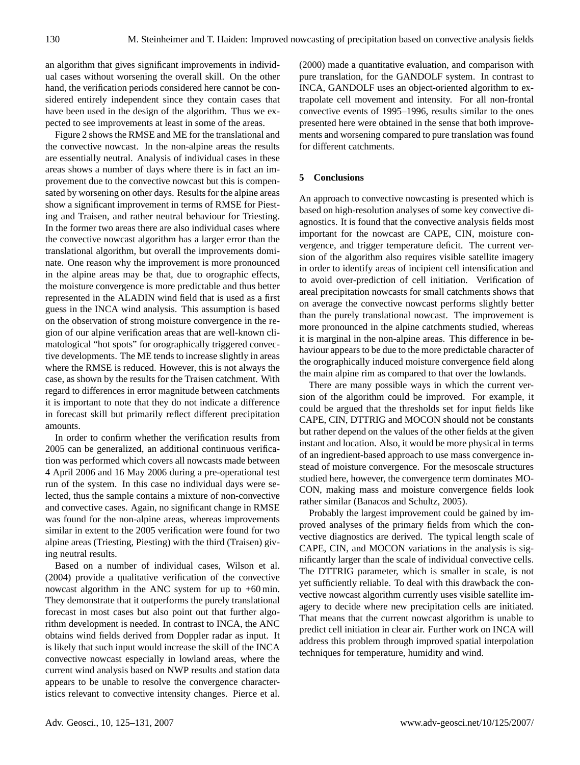an algorithm that gives significant improvements in individual cases without worsening the overall skill. On the other hand, the verification periods considered here cannot be considered entirely independent since they contain cases that have been used in the design of the algorithm. Thus we expected to see improvements at least in some of the areas.

Figure 2 shows the RMSE and ME for the translational and the convective nowcast. In the non-alpine areas the results are essentially neutral. Analysis of individual cases in these areas shows a number of days where there is in fact an improvement due to the convective nowcast but this is compensated by worsening on other days. Results for the alpine areas show a significant improvement in terms of RMSE for Piesting and Traisen, and rather neutral behaviour for Triesting. In the former two areas there are also individual cases where the convective nowcast algorithm has a larger error than the translational algorithm, but overall the improvements dominate. One reason why the improvement is more pronounced in the alpine areas may be that, due to orographic effects, the moisture convergence is more predictable and thus better represented in the ALADIN wind field that is used as a first guess in the INCA wind analysis. This assumption is based on the observation of strong moisture convergence in the region of our alpine verification areas that are well-known climatological "hot spots" for orographically triggered convective developments. The ME tends to increase slightly in areas where the RMSE is reduced. However, this is not always the case, as shown by the results for the Traisen catchment. With regard to differences in error magnitude between catchments it is important to note that they do not indicate a difference in forecast skill but primarily reflect different precipitation amounts.

In order to confirm whether the verification results from 2005 can be generalized, an additional continuous verification was performed which covers all nowcasts made between 4 April 2006 and 16 May 2006 during a pre-operational test run of the system. In this case no individual days were selected, thus the sample contains a mixture of non-convective and convective cases. Again, no significant change in RMSE was found for the non-alpine areas, whereas improvements similar in extent to the 2005 verification were found for two alpine areas (Triesting, Piesting) with the third (Traisen) giving neutral results.

Based on a number of individual cases, Wilson et al. (2004) provide a qualitative verification of the convective nowcast algorithm in the ANC system for up to +60 min. They demonstrate that it outperforms the purely translational forecast in most cases but also point out that further algorithm development is needed. In contrast to INCA, the ANC obtains wind fields derived from Doppler radar as input. It is likely that such input would increase the skill of the INCA convective nowcast especially in lowland areas, where the current wind analysis based on NWP results and station data appears to be unable to resolve the convergence characteristics relevant to convective intensity changes. Pierce et al. (2000) made a quantitative evaluation, and comparison with pure translation, for the GANDOLF system. In contrast to INCA, GANDOLF uses an object-oriented algorithm to extrapolate cell movement and intensity. For all non-frontal convective events of 1995–1996, results similar to the ones presented here were obtained in the sense that both improvements and worsening compared to pure translation was found for different catchments.

## 5 Conclusions

An approach to convective nowcasting is presented which is based on high-resolution analyses of some key convective diagnostics. It is found that the convective analysis fields most important for the nowcast are CAPE, CIN, moisture convergence, and trigger temperature deficit. The current version of the algorithm also requires visible satellite imagery in order to identify areas of incipient cell intensification and to avoid over-prediction of cell initiation. Verification of areal precipitation nowcasts for small catchments shows that on average the convective nowcast performs slightly better than the purely translational nowcast. The improvement is more pronounced in the alpine catchments studied, whereas it is marginal in the non-alpine areas. This difference in behaviour appears to be due to the more predictable character of the orographically induced moisture convergence field along the main alpine rim as compared to that over the lowlands.

There are many possible ways in which the current version of the algorithm could be improved. For example, it could be argued that the thresholds set for input fields like CAPE, CIN, DTTRIG and MOCON should not be constants but rather depend on the values of the other fields at the given instant and location. Also, it would be more physical in terms of an ingredient-based approach to use mass convergence instead of moisture convergence. For the mesoscale structures studied here, however, the convergence term dominates MOCON, making mass and moisture convergence fields look rather similar (Banacos and Schultz, 2005).

Probably the largest improvement could be gained by improved analyses of the primary fields from which the convective diagnostics are derived. The typical length scale of CAPE, CIN, and MOCON variations in the analysis is significantly larger than the scale of individual convective cells. The DTTRIG parameter, which is smaller in scale, is not yet sufficiently reliable. To deal with this drawback the convective nowcast algorithm currently uses visible satellite imagery to decide where new precipitation cells are initiated. That means that the current nowcast algorithm is unable to predict cell initiation in clear air. Further work on INCA will address this problem through improved spatial interpolation techniques for temperature, humidity and wind.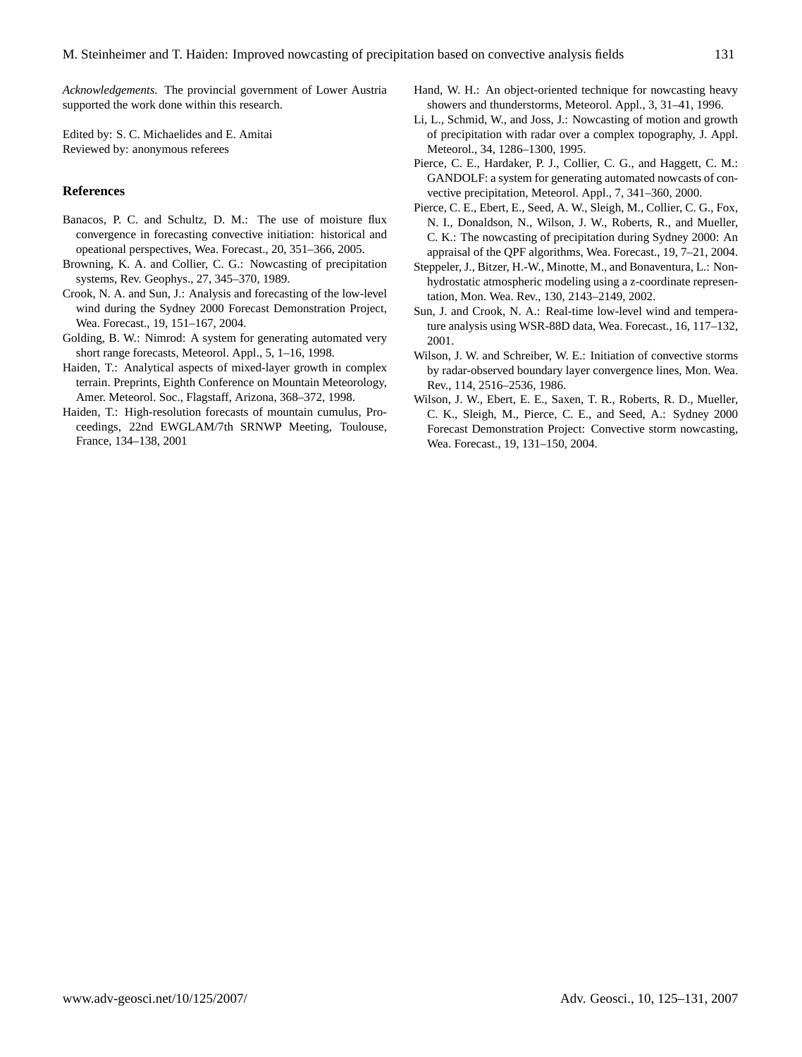*Acknowledgements.* The provincial government of Lower Austria supported the work done within this research.

Edited by: S. C. Michaelides and E. Amitai
Reviewed by: anonymous referees

## References

Banacos, P. C. and Schultz, D. M.: The use of moisture flux convergence in forecasting convective initiation: historical and opeational perspectives, Wea. Forecast., 20, 351–366, 2005.

Browning, K. A. and Collier, C. G.: Nowcasting of precipitation systems, Rev. Geophys., 27, 345–370, 1989.

Crook, N. A. and Sun, J.: Analysis and forecasting of the low-level wind during the Sydney 2000 Forecast Demonstration Project, Wea. Forecast., 19, 151–167, 2004.

Golding, B. W.: Nimrod: A system for generating automated very short range forecasts, Meteorol. Appl., 5, 1–16, 1998.

Haiden, T.: Analytical aspects of mixed-layer growth in complex terrain. Preprints, Eighth Conference on Mountain Meteorology, Amer. Meteorol. Soc., Flagstaff, Arizona, 368–372, 1998.

Haiden, T.: High-resolution forecasts of mountain cumulus, Proceedings, 22nd EWGLAM/7th SRNWP Meeting, Toulouse, France, 134–138, 2001

Hand, W. H.: An object-oriented technique for nowcasting heavy showers and thunderstorms, Meteorol. Appl., 3, 31–41, 1996.

Li, L., Schmid, W., and Joss, J.: Nowcasting of motion and growth of precipitation with radar over a complex topography, J. Appl. Meteorol., 34, 1286–1300, 1995.

Pierce, C. E., Hardaker, P. J., Collier, C. G., and Haggett, C. M.: GANDOLF: a system for generating automated nowcasts of convective precipitation, Meteorol. Appl., 7, 341–360, 2000.

Pierce, C. E., Ebert, E., Seed, A. W., Sleigh, M., Collier, C. G., Fox, N. I., Donaldson, N., Wilson, J. W., Roberts, R., and Mueller, C. K.: The nowcasting of precipitation during Sydney 2000: An appraisal of the QPF algorithms, Wea. Forecast., 19, 7–21, 2004.

Steppeler, J., Bitzer, H.-W., Minotte, M., and Bonaventura, L.: Nonhydrostatic atmospheric modeling using a z-coordinate representation, Mon. Wea. Rev., 130, 2143–2149, 2002.

Sun, J. and Crook, N. A.: Real-time low-level wind and temperature analysis using WSR-88D data, Wea. Forecast., 16, 117–132, 2001.

Wilson, J. W. and Schreiber, W. E.: Initiation of convective storms by radar-observed boundary layer convergence lines, Mon. Wea. Rev., 114, 2516–2536, 1986.

Wilson, J. W., Ebert, E. E., Saxen, T. R., Roberts, R. D., Mueller, C. K., Sleigh, M., Pierce, C. E., and Seed, A.: Sydney 2000 Forecast Demonstration Project: Convective storm nowcasting, Wea. Forecast., 19, 131–150, 2004.